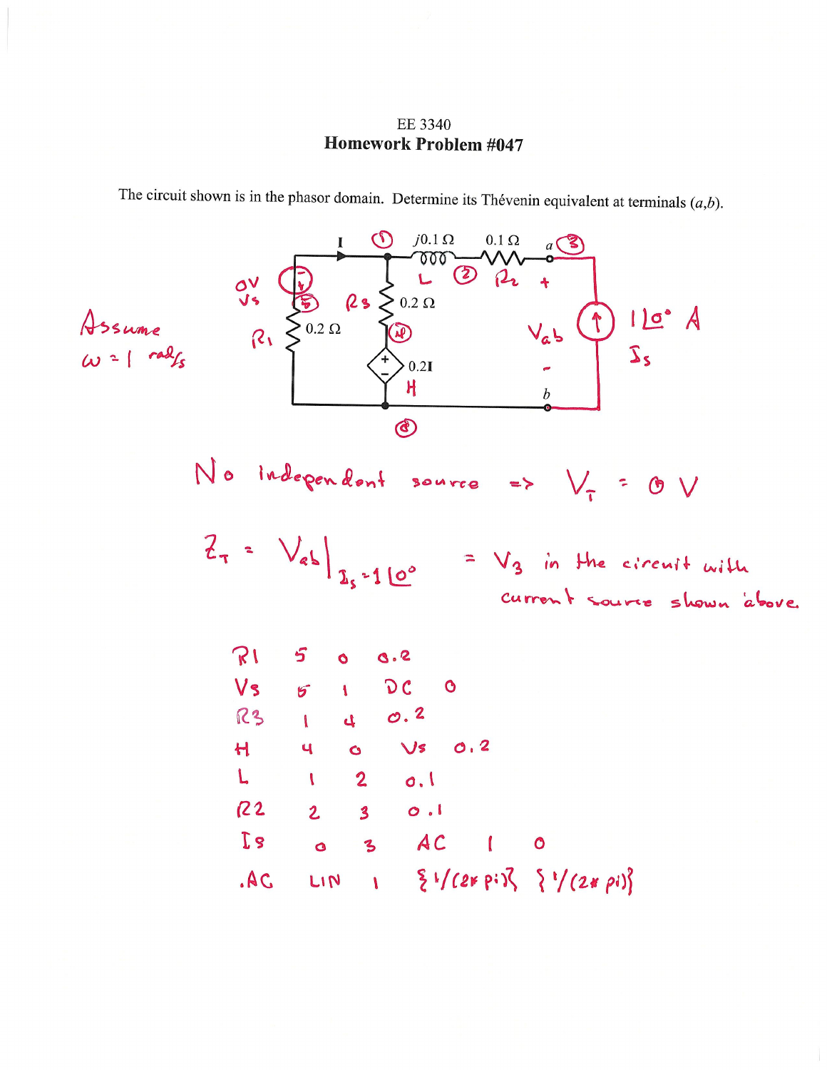EE 3340

**Homework Problem #047**

The circuit shown is in the phasor domain. Determine its Thévenin equivalent at terminals $(a,b)$.

Assume $\omega = 1$ rad/s

No independent source $\Rightarrow V_T = 0$ V

$$Z_T = V_{ab}\Big|_{I_s = 1\angle 0^\circ} = V_3 \text{ in the circuit with current source shown above.}$$

```
R1   5   0   0.2
Vs   5   1   DC   0
R3   1   4   0.2
H    4   0   Vs   0.2
L    1   2   0.1
R2   2   3   0.1
Is   0   3   AC   1   0
.AC  LIN  1  {1/(2*pi)}  {1/(2*pi)}
```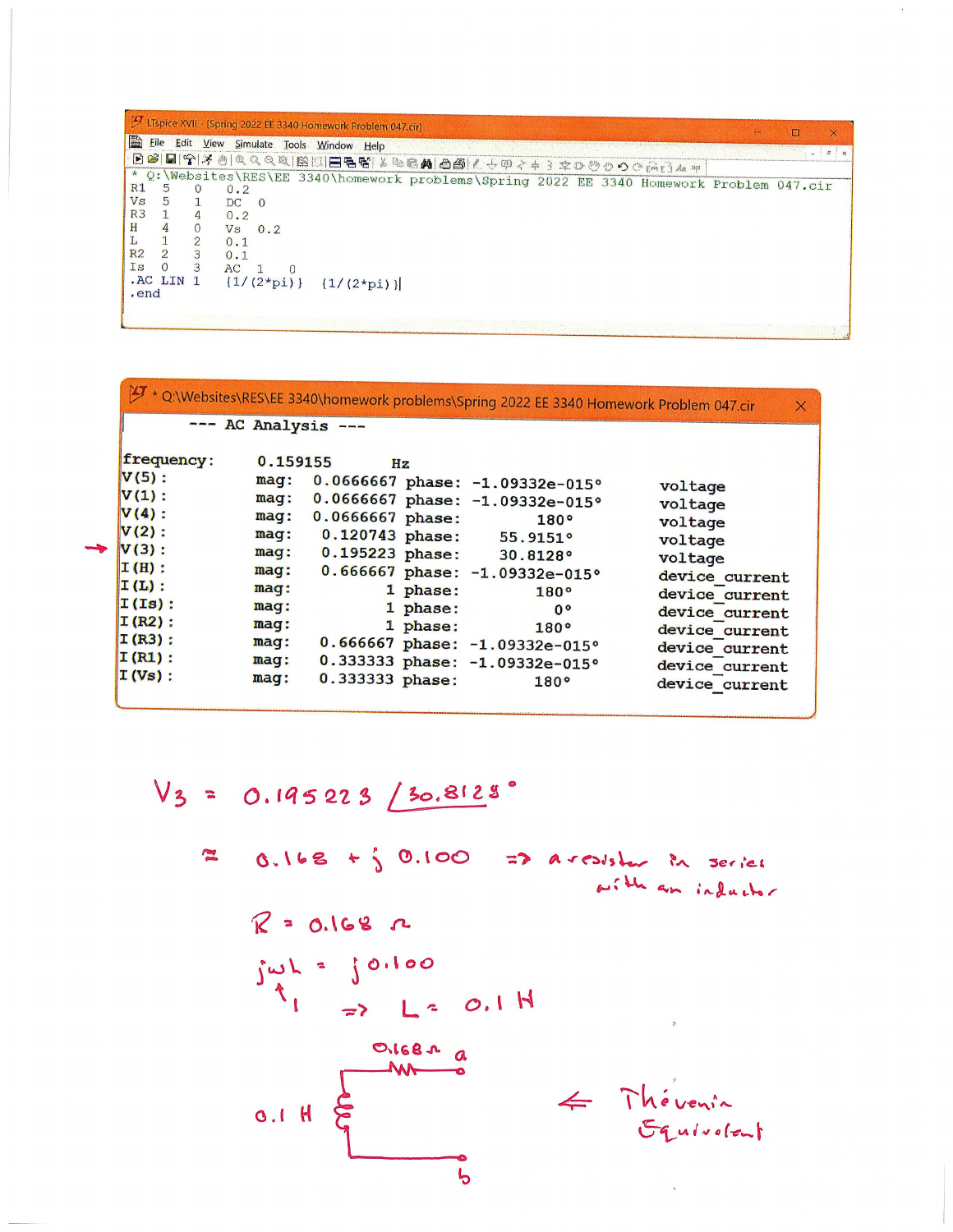LTspice XVII - [Spring 2022 EE 3340 Homework Problem 047.cir]

File Edit View Simulate Tools Window Help

```
* Q:\Websites\RES\EE 3340\homework problems\Spring 2022 EE 3340 Homework Problem 047.cir
R1  5   0   0.2
Vs  5   1   DC  0
R3  1   4   0.2
H   4   0   Vs  0.2
L   1   2   0.1
R2  2   3   0.1
Is  0   3   AC  1   0
.AC LIN 1   {1/(2*pi)}  {1/(2*pi)}
.end
```

\* Q:\Websites\RES\EE 3340\homework problems\Spring 2022 EE 3340 Homework Problem 047.cir

```
--- AC Analysis ---

frequency:   0.159155        Hz
V(5):    mag:  0.0666667 phase: -1.09332e-015°   voltage
V(1):    mag:  0.0666667 phase: -1.09332e-015°   voltage
V(4):    mag:  0.0666667 phase:          180°    voltage
V(2):    mag:   0.120743 phase:      55.9151°    voltage
V(3):    mag:   0.195223 phase:      30.8128°    voltage
I(H):    mag:   0.666667 phase: -1.09332e-015°   device_current
I(L):    mag:          1 phase:          180°    device_current
I(Is):   mag:          1 phase:            0°    device_current
I(R2):   mag:          1 phase:          180°    device_current
I(R3):   mag:   0.666667 phase: -1.09332e-015°   device_current
I(R1):   mag:   0.333333 phase: -1.09332e-015°   device_current
I(Vs):   mag:   0.333333 phase:          180°    device_current
```

$$V_3 = 0.195223 \angle 30.8128^\circ$$

$$\approx 0.168 + j\,0.100 \Rightarrow$$ a resistor in series with an inductor

$$R = 0.168\ \Omega$$

$$j\omega L = j0.100$$

($\omega = 1$)

$$\Rightarrow L = 0.1\ \text{H}$$

0.168 Ω, a, 0.1 H, b

← Thévenin Equivalent